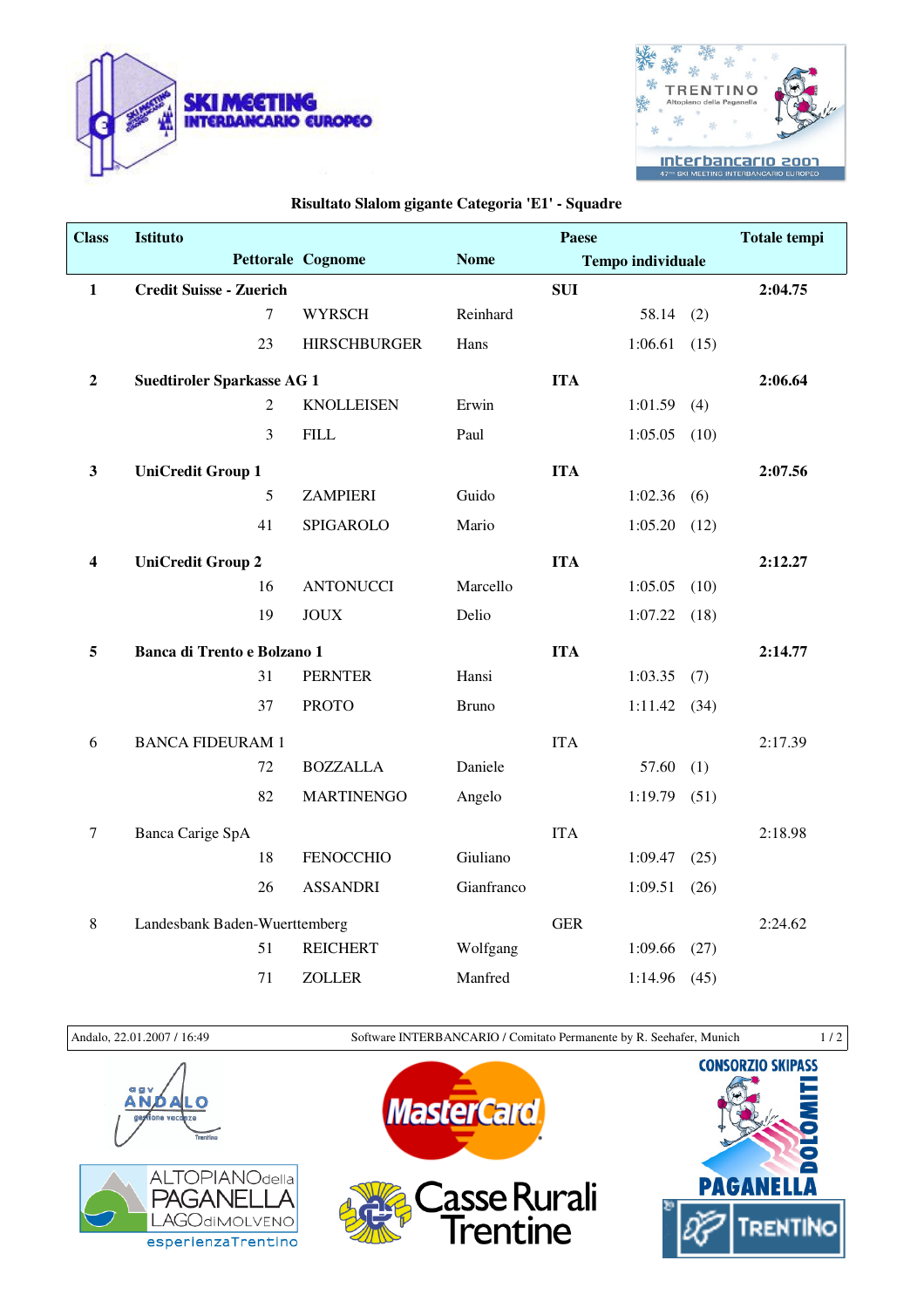## Risultato Slalom gigante Categoria 'E1' - Squadre

| Class | Istituto | Pettorale | Cognome | Nome | Paese | Tempo individuale | | Totale tempi |
|---|---|---|---|---|---|---|---|---|
| **1** | **Credit Suisse - Zuerich** | | | | **SUI** | | | **2:04.75** |
| | | 7 | WYRSCH | Reinhard | | 58.14 | (2) | |
| | | 23 | HIRSCHBURGER | Hans | | 1:06.61 | (15) | |
| **2** | **Suedtiroler Sparkasse AG 1** | | | | **ITA** | | | **2:06.64** |
| | | 2 | KNOLLEISEN | Erwin | | 1:01.59 | (4) | |
| | | 3 | FILL | Paul | | 1:05.05 | (10) | |
| **3** | **UniCredit Group 1** | | | | **ITA** | | | **2:07.56** |
| | | 5 | ZAMPIERI | Guido | | 1:02.36 | (6) | |
| | | 41 | SPIGAROLO | Mario | | 1:05.20 | (12) | |
| **4** | **UniCredit Group 2** | | | | **ITA** | | | **2:12.27** |
| | | 16 | ANTONUCCI | Marcello | | 1:05.05 | (10) | |
| | | 19 | JOUX | Delio | | 1:07.22 | (18) | |
| **5** | **Banca di Trento e Bolzano 1** | | | | **ITA** | | | **2:14.77** |
| | | 31 | PERNTER | Hansi | | 1:03.35 | (7) | |
| | | 37 | PROTO | Bruno | | 1:11.42 | (34) | |
| 6 | BANCA FIDEURAM 1 | | | | ITA | | | 2:17.39 |
| | | 72 | BOZZALLA | Daniele | | 57.60 | (1) | |
| | | 82 | MARTINENGO | Angelo | | 1:19.79 | (51) | |
| 7 | Banca Carige SpA | | | | ITA | | | 2:18.98 |
| | | 18 | FENOCCHIO | Giuliano | | 1:09.47 | (25) | |
| | | 26 | ASSANDRI | Gianfranco | | 1:09.51 | (26) | |
| 8 | Landesbank Baden-Wuerttemberg | | | | GER | | | 2:24.62 |
| | | 51 | REICHERT | Wolfgang | | 1:09.66 | (27) | |
| | | 71 | ZOLLER | Manfred | | 1:14.96 | (45) | |

Andalo, 22.01.2007 / 16:49 — Software INTERBANCARIO / Comitato Permanente by R. Seehafer, Munich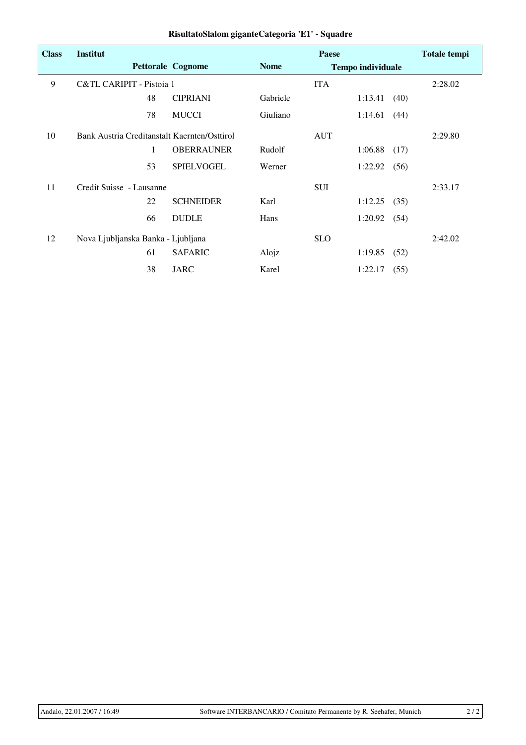# RisultatoSlalom giganteCategoria 'E1' - Squadre

| Class | Institut | | | Paese | | | Totale tempi |
|---|---|---|---|---|---|---|---|
| | Pettorale | Cognome | Nome | Tempo individuale | | | |
| 9 | C&TL CARIPIT - Pistoia 1 | | | ITA | | | 2:28.02 |
| | 48 | CIPRIANI | Gabriele | | 1:13.41 | (40) | |
| | 78 | MUCCI | Giuliano | | 1:14.61 | (44) | |
| 10 | Bank Austria Creditanstalt Kaernten/Osttirol | | | AUT | | | 2:29.80 |
| | 1 | OBERRAUNER | Rudolf | | 1:06.88 | (17) | |
| | 53 | SPIELVOGEL | Werner | | 1:22.92 | (56) | |
| 11 | Credit Suisse - Lausanne | | | SUI | | | 2:33.17 |
| | 22 | SCHNEIDER | Karl | | 1:12.25 | (35) | |
| | 66 | DUDLE | Hans | | 1:20.92 | (54) | |
| 12 | Nova Ljubljanska Banka - Ljubljana | | | SLO | | | 2:42.02 |
| | 61 | SAFARIC | Alojz | | 1:19.85 | (52) | |
| | 38 | JARC | Karel | | 1:22.17 | (55) | |

Andalo, 22.01.2007 / 16:49 Software INTERBANCARIO / Comitato Permanente by R. Seehafer, Munich